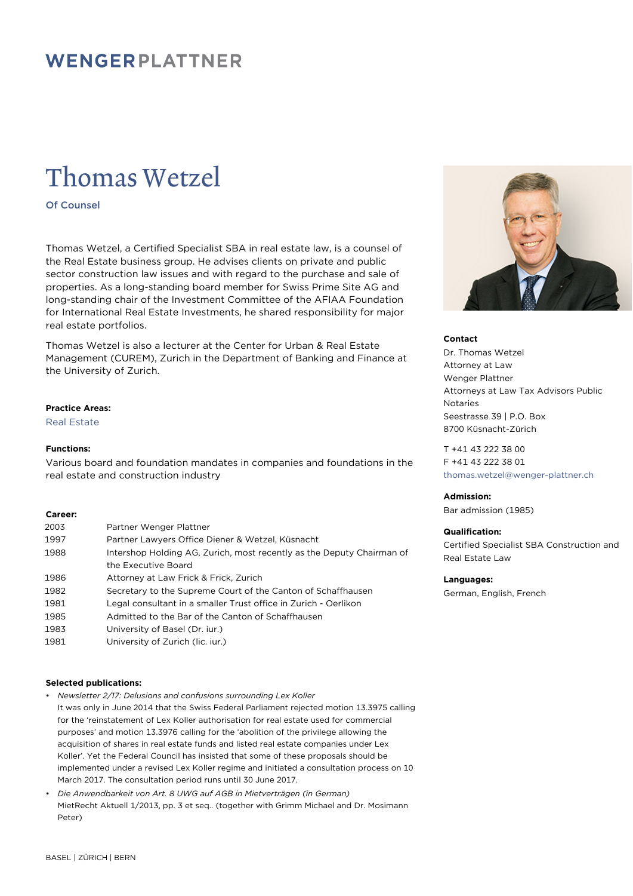WENGERPLATTNER

# Thomas Wetzel

**Of Counsel**

Thomas Wetzel, a Certified Specialist SBA in real estate law, is a counsel of the Real Estate business group. He advises clients on private and public sector construction law issues and with regard to the purchase and sale of properties. As a long-standing board member for Swiss Prime Site AG and long-standing chair of the Investment Committee of the AFIAA Foundation for International Real Estate Investments, he shared responsibility for major real estate portfolios.

Thomas Wetzel is also a lecturer at the Center for Urban & Real Estate Management (CUREM), Zurich in the Department of Banking and Finance at the University of Zurich.

**Practice Areas:**

Real Estate

**Functions:**

Various board and foundation mandates in companies and foundations in the real estate and construction industry

**Career:**

| | |
|---|---|
| 2003 | Partner Wenger Plattner |
| 1997 | Partner Lawyers Office Diener & Wetzel, Küsnacht |
| 1988 | Intershop Holding AG, Zurich, most recently as the Deputy Chairman of the Executive Board |
| 1986 | Attorney at Law Frick & Frick, Zurich |
| 1982 | Secretary to the Supreme Court of the Canton of Schaffhausen |
| 1981 | Legal consultant in a smaller Trust office in Zurich - Oerlikon |
| 1985 | Admitted to the Bar of the Canton of Schaffhausen |
| 1983 | University of Basel (Dr. iur.) |
| 1981 | University of Zurich (lic. iur.) |

**Selected publications:**

- *Newsletter 2/17: Delusions and confusions surrounding Lex Koller*
  It was only in June 2014 that the Swiss Federal Parliament rejected motion 13.3975 calling for the 'reinstatement of Lex Koller authorisation for real estate used for commercial purposes' and motion 13.3976 calling for the 'abolition of the privilege allowing the acquisition of shares in real estate funds and listed real estate companies under Lex Koller'. Yet the Federal Council has insisted that some of these proposals should be implemented under a revised Lex Koller regime and initiated a consultation process on 10 March 2017. The consultation period runs until 30 June 2017.
- *Die Anwendbarkeit von Art. 8 UWG auf AGB in Mietverträgen (in German)*
  MietRecht Aktuell 1/2013, pp. 3 et seq.. (together with Grimm Michael and Dr. Mosimann Peter)

**Contact**

Dr. Thomas Wetzel
Attorney at Law
Wenger Plattner
Attorneys at Law Tax Advisors Public Notaries
Seestrasse 39 | P.O. Box
8700 Küsnacht-Zürich

T +41 43 222 38 00
F +41 43 222 38 01
thomas.wetzel@wenger-plattner.ch

**Admission:**

Bar admission (1985)

**Qualification:**

Certified Specialist SBA Construction and Real Estate Law

**Languages:**

German, English, French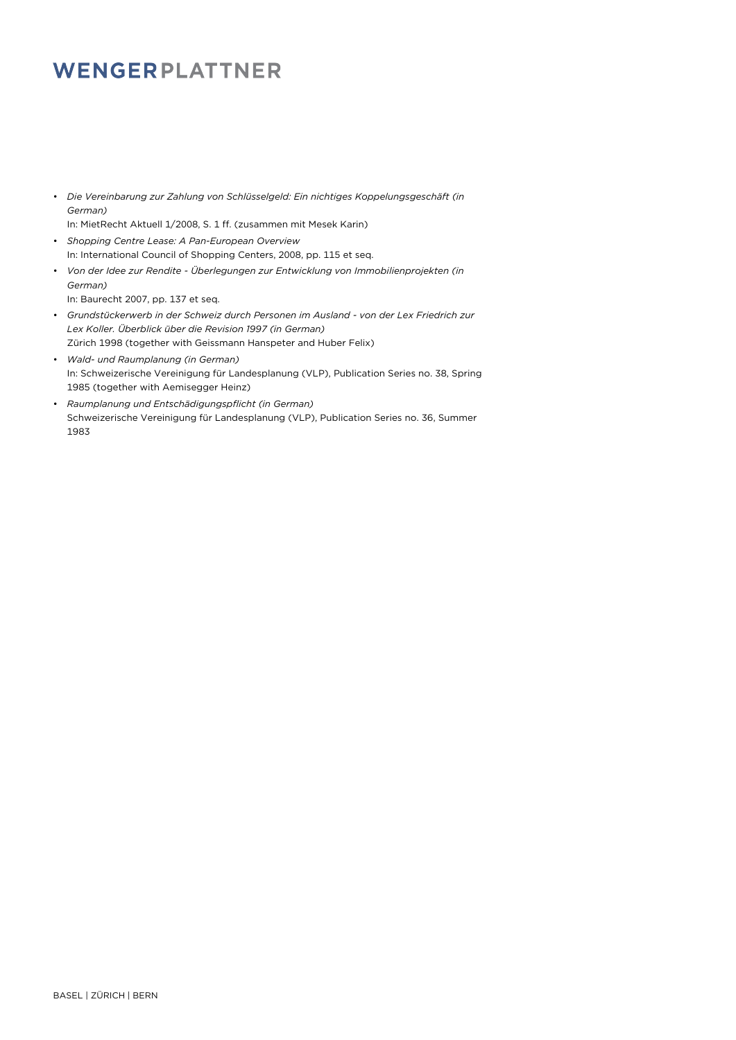- *Die Vereinbarung zur Zahlung von Schlüsselgeld: Ein nichtiges Koppelungsgeschäft (in German)*
  In: MietRecht Aktuell 1/2008, S. 1 ff. (zusammen mit Mesek Karin)
- *Shopping Centre Lease: A Pan-European Overview*
  In: International Council of Shopping Centers, 2008, pp. 115 et seq.
- *Von der Idee zur Rendite - Überlegungen zur Entwicklung von Immobilienprojekten (in German)*
  In: Baurecht 2007, pp. 137 et seq.
- *Grundstückerwerb in der Schweiz durch Personen im Ausland - von der Lex Friedrich zur Lex Koller. Überblick über die Revision 1997 (in German)*
  Zürich 1998 (together with Geissmann Hanspeter and Huber Felix)
- *Wald- und Raumplanung (in German)*
  In: Schweizerische Vereinigung für Landesplanung (VLP), Publication Series no. 38, Spring 1985 (together with Aemisegger Heinz)
- *Raumplanung und Entschädigungspflicht (in German)*
  Schweizerische Vereinigung für Landesplanung (VLP), Publication Series no. 36, Summer 1983